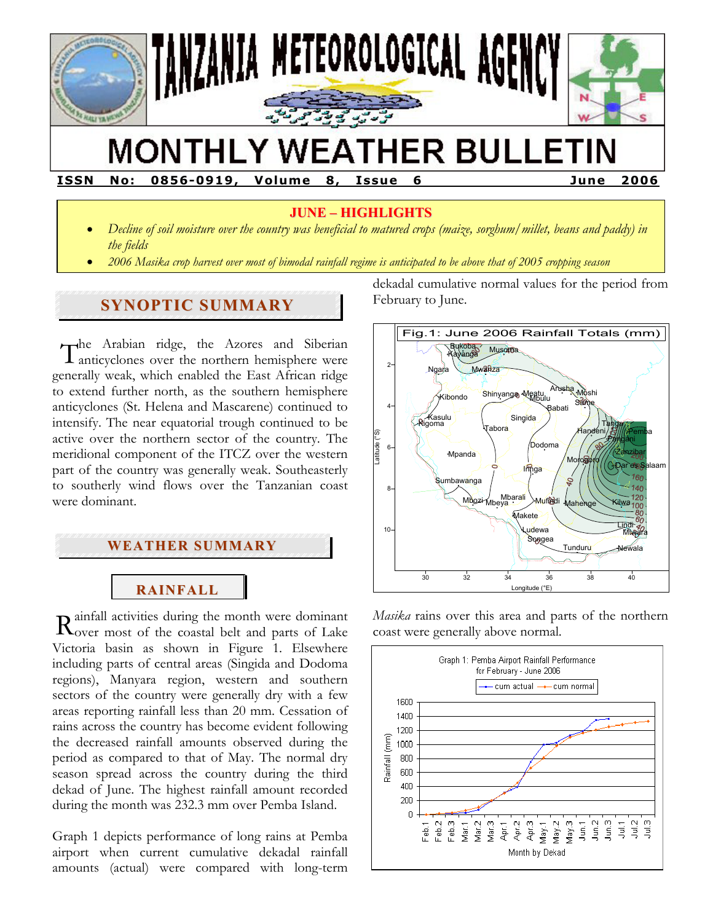# TANZANIA METEOROLOGICAL AGENCY

# MONTHLY WEATHER BULLETIN

**ISSN No: 0856-0919, Volume 8, Issue 6 June 2006**

## JUNE – HIGHLIGHTS

- *Decline of soil moisture over the country was beneficial to matured crops (maize, sorghum/millet, beans and paddy) in the fields*
- *2006 Masika crop harvest over most of bimodal rainfall regime is anticipated to be above that of 2005 cropping season*

## SYNOPTIC SUMMARY

The Arabian ridge, the Azores and Siberian anticyclones over the northern hemisphere were generally weak, which enabled the East African ridge to extend further north, as the southern hemisphere anticyclones (St. Helena and Mascarene) continued to intensify. The near equatorial trough continued to be active over the northern sector of the country. The meridional component of the ITCZ over the western part of the country was generally weak. Southeasterly to southerly wind flows over the Tanzanian coast were dominant.

## WEATHER SUMMARY

### RAINFALL

Rainfall activities during the month were dominant over most of the coastal belt and parts of Lake Victoria basin as shown in Figure 1. Elsewhere including parts of central areas (Singida and Dodoma regions), Manyara region, western and southern sectors of the country were generally dry with a few areas reporting rainfall less than 20 mm. Cessation of rains across the country has become evident following the decreased rainfall amounts observed during the period as compared to that of May. The normal dry season spread across the country during the third dekad of June. The highest rainfall amount recorded during the month was 232.3 mm over Pemba Island.

Graph 1 depicts performance of long rains at Pemba airport when current cumulative dekadal rainfall amounts (actual) were compared with long-term dekadal cumulative normal values for the period from February to June.

Fig.1: June 2006 Rainfall Totals (mm)

*Masika* rains over this area and parts of the northern coast were generally above normal.

Graph 1: Pemba Airport Rainfall Performance for February - June 2006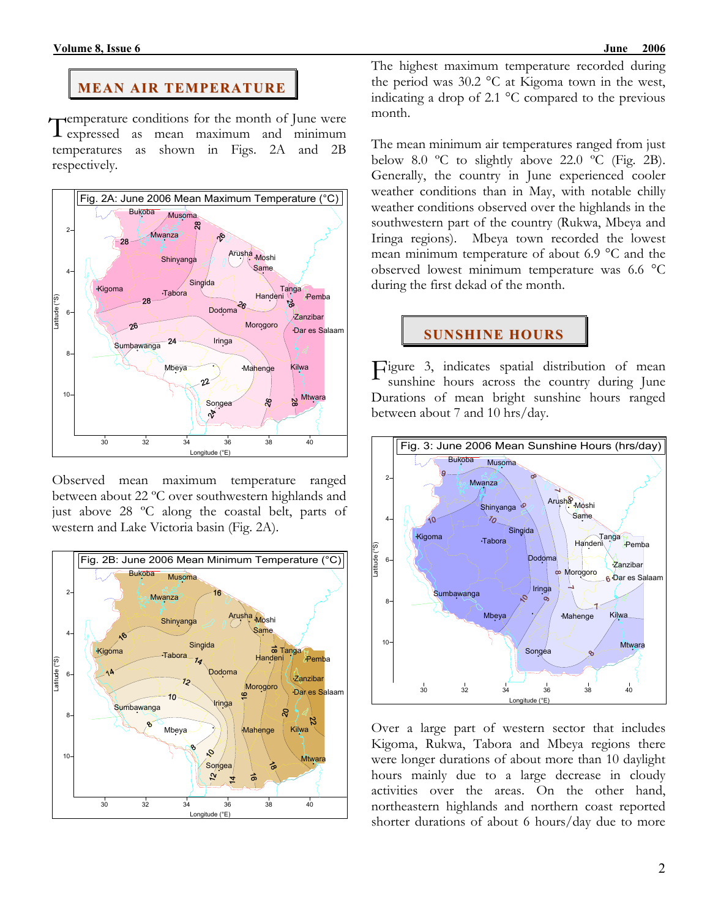## MEAN AIR TEMPERATURE

Temperature conditions for the month of June were expressed as mean maximum and minimum temperatures as shown in Figs. 2A and 2B respectively.

Fig. 2A: June 2006 Mean Maximum Temperature (°C)

Observed mean maximum temperature ranged between about 22 ºC over southwestern highlands and just above 28 ºC along the coastal belt, parts of western and Lake Victoria basin (Fig. 2A).

Fig. 2B: June 2006 Mean Minimum Temperature (°C)

The highest maximum temperature recorded during the period was 30.2 °C at Kigoma town in the west, indicating a drop of 2.1 °C compared to the previous month.

The mean minimum air temperatures ranged from just below 8.0 ºC to slightly above 22.0 ºC (Fig. 2B). Generally, the country in June experienced cooler weather conditions than in May, with notable chilly weather conditions observed over the highlands in the southwestern part of the country (Rukwa, Mbeya and Iringa regions). Mbeya town recorded the lowest mean minimum temperature of about 6.9 °C and the observed lowest minimum temperature was 6.6 °C during the first dekad of the month.

## SUNSHINE HOURS

Figure 3, indicates spatial distribution of mean sunshine hours across the country during June Durations of mean bright sunshine hours ranged between about 7 and 10 hrs/day.

Fig. 3: June 2006 Mean Sunshine Hours (hrs/day)

Over a large part of western sector that includes Kigoma, Rukwa, Tabora and Mbeya regions there were longer durations of about more than 10 daylight hours mainly due to a large decrease in cloudy activities over the areas. On the other hand, northeastern highlands and northern coast reported shorter durations of about 6 hours/day due to more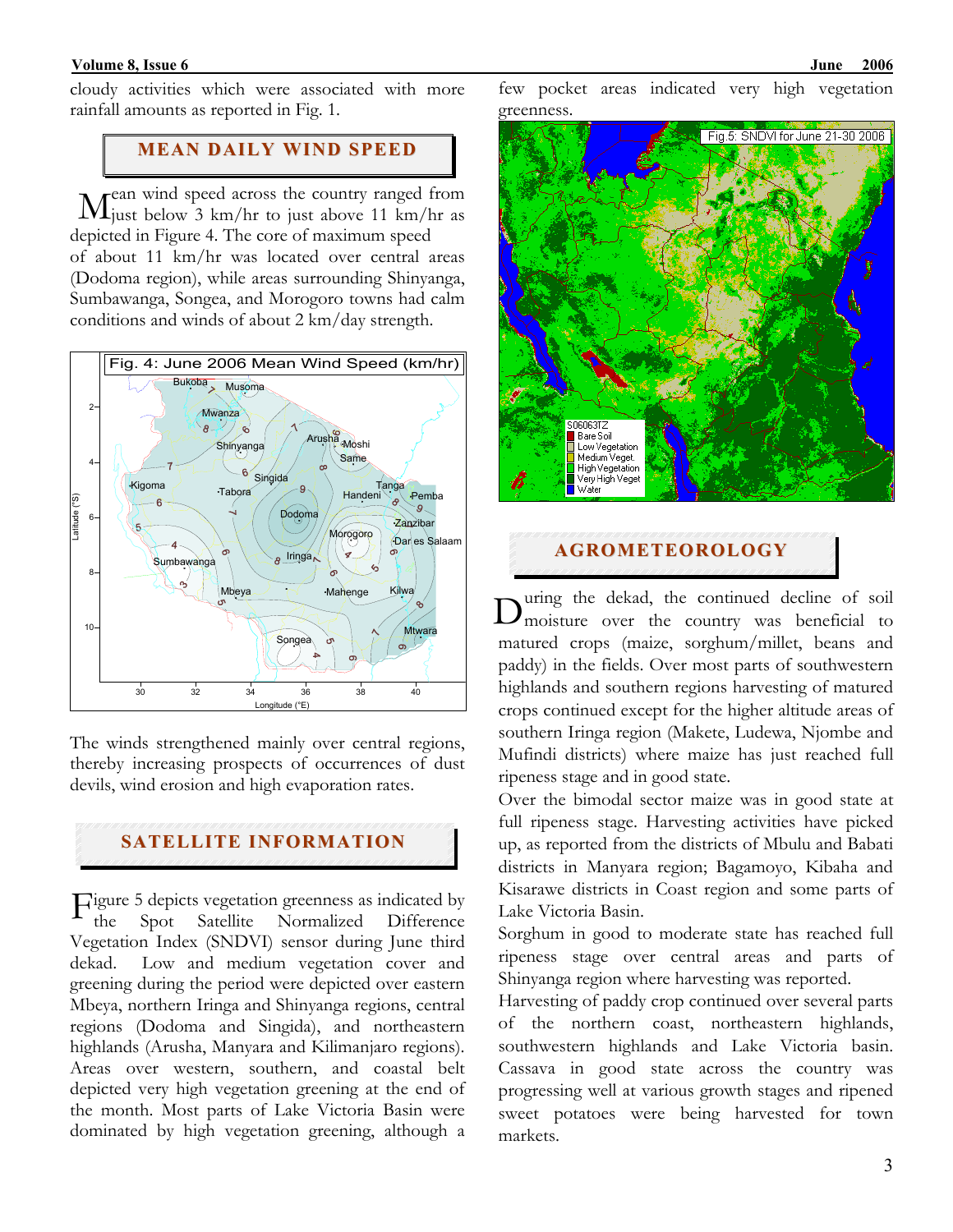cloudy activities which were associated with more rainfall amounts as reported in Fig. 1.

## MEAN DAILY WIND SPEED

Mean wind speed across the country ranged from just below 3 km/hr to just above 11 km/hr as depicted in Figure 4. The core of maximum speed of about 11 km/hr was located over central areas (Dodoma region), while areas surrounding Shinyanga, Sumbawanga, Songea, and Morogoro towns had calm conditions and winds of about 2 km/day strength.

Fig. 4: June 2006 Mean Wind Speed (km/hr)

The winds strengthened mainly over central regions, thereby increasing prospects of occurrences of dust devils, wind erosion and high evaporation rates.

## SATELLITE INFORMATION

Figure 5 depicts vegetation greenness as indicated by the Spot Satellite Normalized Difference Vegetation Index (SNDVI) sensor during June third dekad. Low and medium vegetation cover and greening during the period were depicted over eastern Mbeya, northern Iringa and Shinyanga regions, central regions (Dodoma and Singida), and northeastern highlands (Arusha, Manyara and Kilimanjaro regions). Areas over western, southern, and coastal belt depicted very high vegetation greening at the end of the month. Most parts of Lake Victoria Basin were dominated by high vegetation greening, although a few pocket areas indicated very high vegetation greenness.

Fig 5: SNDVI for June 21-30 2006

## AGROMETEOROLOGY

During the dekad, the continued decline of soil moisture over the country was beneficial to matured crops (maize, sorghum/millet, beans and paddy) in the fields. Over most parts of southwestern highlands and southern regions harvesting of matured crops continued except for the higher altitude areas of southern Iringa region (Makete, Ludewa, Njombe and Mufindi districts) where maize has just reached full ripeness stage and in good state.

Over the bimodal sector maize was in good state at full ripeness stage. Harvesting activities have picked up, as reported from the districts of Mbulu and Babati districts in Manyara region; Bagamoyo, Kibaha and Kisarawe districts in Coast region and some parts of Lake Victoria Basin.

Sorghum in good to moderate state has reached full ripeness stage over central areas and parts of Shinyanga region where harvesting was reported.

Harvesting of paddy crop continued over several parts of the northern coast, northeastern highlands, southwestern highlands and Lake Victoria basin. Cassava in good state across the country was progressing well at various growth stages and ripened sweet potatoes were being harvested for town markets.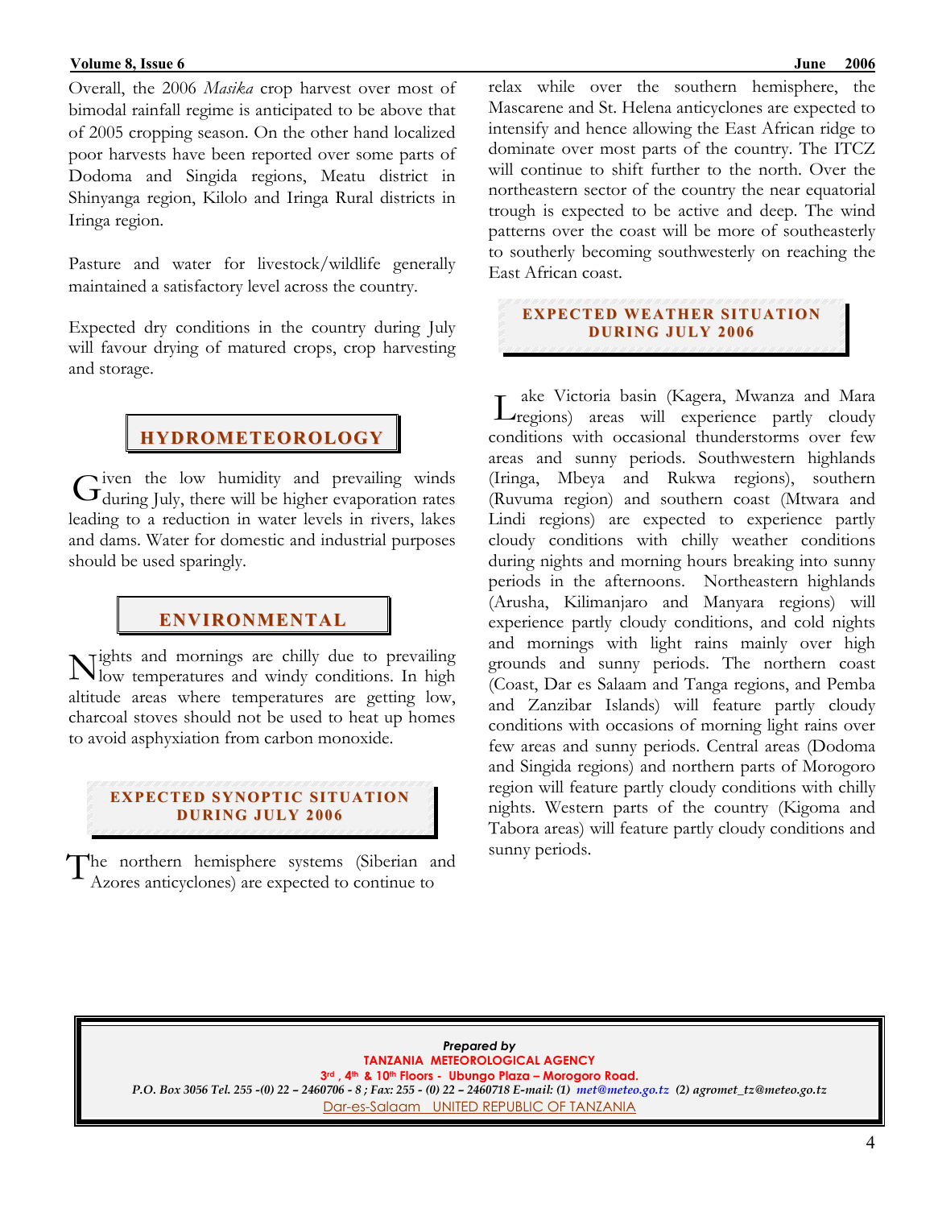Overall, the 2006 *Masika* crop harvest over most of bimodal rainfall regime is anticipated to be above that of 2005 cropping season. On the other hand localized poor harvests have been reported over some parts of Dodoma and Singida regions, Meatu district in Shinyanga region, Kilolo and Iringa Rural districts in Iringa region.

Pasture and water for livestock/wildlife generally maintained a satisfactory level across the country.

Expected dry conditions in the country during July will favour drying of matured crops, crop harvesting and storage.

## HYDROMETEOROLOGY

Given the low humidity and prevailing winds during July, there will be higher evaporation rates leading to a reduction in water levels in rivers, lakes and dams. Water for domestic and industrial purposes should be used sparingly.

## ENVIRONMENTAL

Nights and mornings are chilly due to prevailing low temperatures and windy conditions. In high altitude areas where temperatures are getting low, charcoal stoves should not be used to heat up homes to avoid asphyxiation from carbon monoxide.

## EXPECTED SYNOPTIC SITUATION DURING JULY 2006

The northern hemisphere systems (Siberian and Azores anticyclones) are expected to continue to relax while over the southern hemisphere, the Mascarene and St. Helena anticyclones are expected to intensify and hence allowing the East African ridge to dominate over most parts of the country. The ITCZ will continue to shift further to the north. Over the northeastern sector of the country the near equatorial trough is expected to be active and deep. The wind patterns over the coast will be more of southeasterly to southerly becoming southwesterly on reaching the East African coast.

## EXPECTED WEATHER SITUATION DURING JULY 2006

Lake Victoria basin (Kagera, Mwanza and Mara regions) areas will experience partly cloudy conditions with occasional thunderstorms over few areas and sunny periods. Southwestern highlands (Iringa, Mbeya and Rukwa regions), southern (Ruvuma region) and southern coast (Mtwara and Lindi regions) are expected to experience partly cloudy conditions with chilly weather conditions during nights and morning hours breaking into sunny periods in the afternoons. Northeastern highlands (Arusha, Kilimanjaro and Manyara regions) will experience partly cloudy conditions, and cold nights and mornings with light rains mainly over high grounds and sunny periods. The northern coast (Coast, Dar es Salaam and Tanga regions, and Pemba and Zanzibar Islands) will feature partly cloudy conditions with occasions of morning light rains over few areas and sunny periods. Central areas (Dodoma and Singida regions) and northern parts of Morogoro region will feature partly cloudy conditions with chilly nights. Western parts of the country (Kigoma and Tabora areas) will feature partly cloudy conditions and sunny periods.

*Prepared by*

**TANZANIA METEOROLOGICAL AGENCY**

**3rd , 4th & 10th Floors - Ubungo Plaza – Morogoro Road.**

*P.O. Box 3056 Tel. 255 -(0) 22 – 2460706 - 8 ; Fax: 255 - (0) 22 – 2460718 E-mail: (1) met@meteo.go.tz (2) agromet_tz@meteo.go.tz*

Dar-es-Salaam UNITED REPUBLIC OF TANZANIA